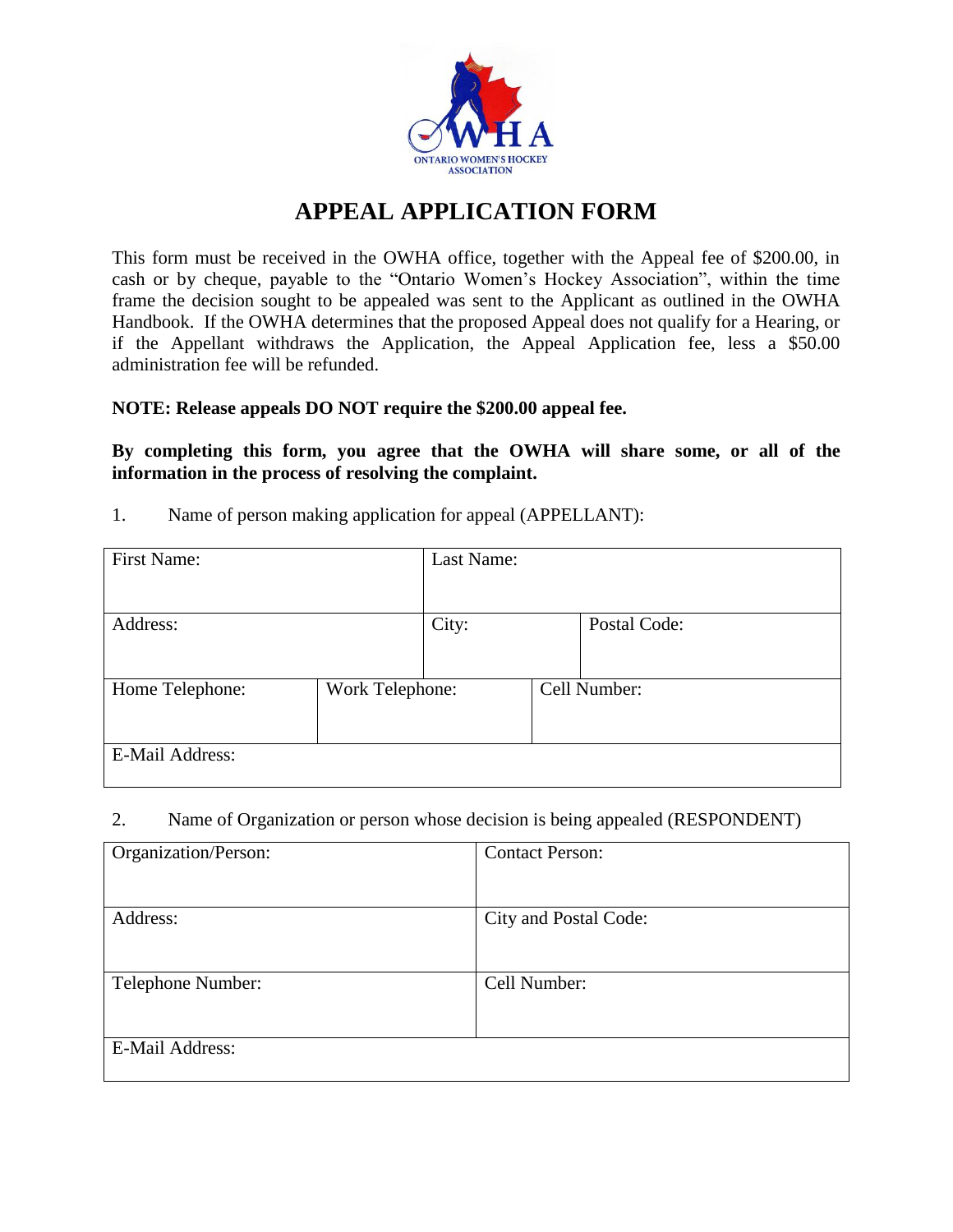# APPEAL APPLICATION FORM

This form must be received in the OWHA office, together with the Appeal fee of $200.00, in cash or by cheque, payable to the "Ontario Women's Hockey Association", within the time frame the decision sought to be appealed was sent to the Applicant as outlined in the OWHA Handbook. If the OWHA determines that the proposed Appeal does not qualify for a Hearing, or if the Appellant withdraws the Application, the Appeal Application fee, less a $50.00 administration fee will be refunded.

**NOTE: Release appeals DO NOT require the $200.00 appeal fee.**

**By completing this form, you agree that the OWHA will share some, or all of the information in the process of resolving the complaint.**

1. Name of person making application for appeal (APPELLANT):

| | | |
|---|---|---|
| First Name: | Last Name: | |
| Address: | City: | Postal Code: |
| Home Telephone: | Work Telephone: | Cell Number: |
| E-Mail Address: | | |

2. Name of Organization or person whose decision is being appealed (RESPONDENT)

| | |
|---|---|
| Organization/Person: | Contact Person: |
| Address: | City and Postal Code: |
| Telephone Number: | Cell Number: |
| E-Mail Address: | |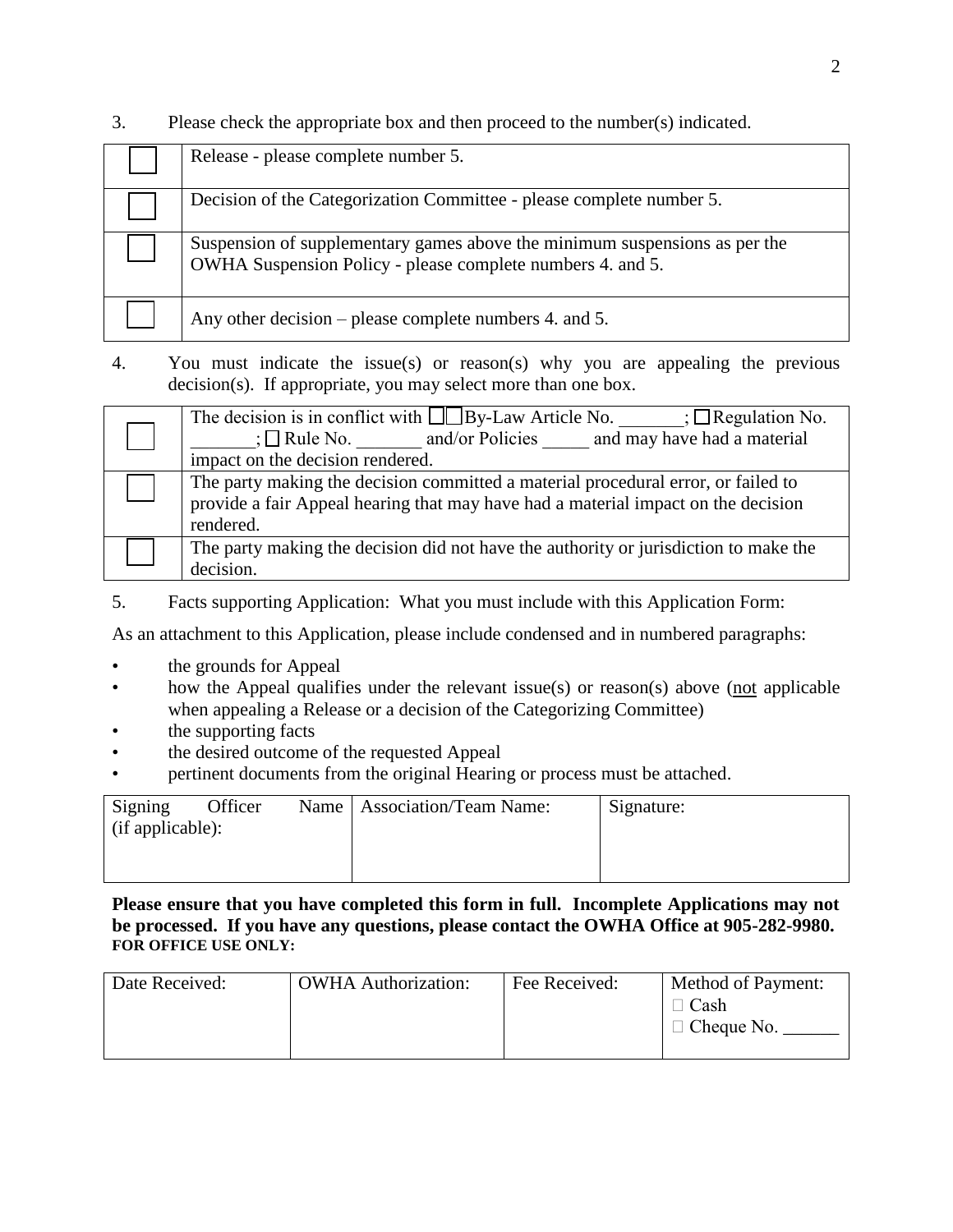3. Please check the appropriate box and then proceed to the number(s) indicated.

| | |
|---|---|
| ☐ | Release - please complete number 5. |
| ☐ | Decision of the Categorization Committee - please complete number 5. |
| ☐ | Suspension of supplementary games above the minimum suspensions as per the OWHA Suspension Policy - please complete numbers 4. and 5. |
| ☐ | Any other decision – please complete numbers 4. and 5. |

4. You must indicate the issue(s) or reason(s) why you are appealing the previous decision(s). If appropriate, you may select more than one box.

| | |
|---|---|
| ☐ | The decision is in conflict with ☐☐By-Law Article No. _______; ☐Regulation No. _______; ☐ Rule No. _______ and/or Policies _____ and may have had a material impact on the decision rendered. |
| ☐ | The party making the decision committed a material procedural error, or failed to provide a fair Appeal hearing that may have had a material impact on the decision rendered. |
| ☐ | The party making the decision did not have the authority or jurisdiction to make the decision. |

5. Facts supporting Application: What you must include with this Application Form:

As an attachment to this Application, please include condensed and in numbered paragraphs:

- the grounds for Appeal
- how the Appeal qualifies under the relevant issue(s) or reason(s) above (not applicable when appealing a Release or a decision of the Categorizing Committee)
- the supporting facts
- the desired outcome of the requested Appeal
- pertinent documents from the original Hearing or process must be attached.

| Signing Officer Name (if applicable): | Association/Team Name: | Signature: |
|---|---|---|
| | | |

**Please ensure that you have completed this form in full. Incomplete Applications may not be processed. If you have any questions, please contact the OWHA Office at 905-282-9980.**
**FOR OFFICE USE ONLY:**

| Date Received: | OWHA Authorization: | Fee Received: | Method of Payment: ☐ Cash ☐ Cheque No. ______ |
|---|---|---|---|
| | | | |